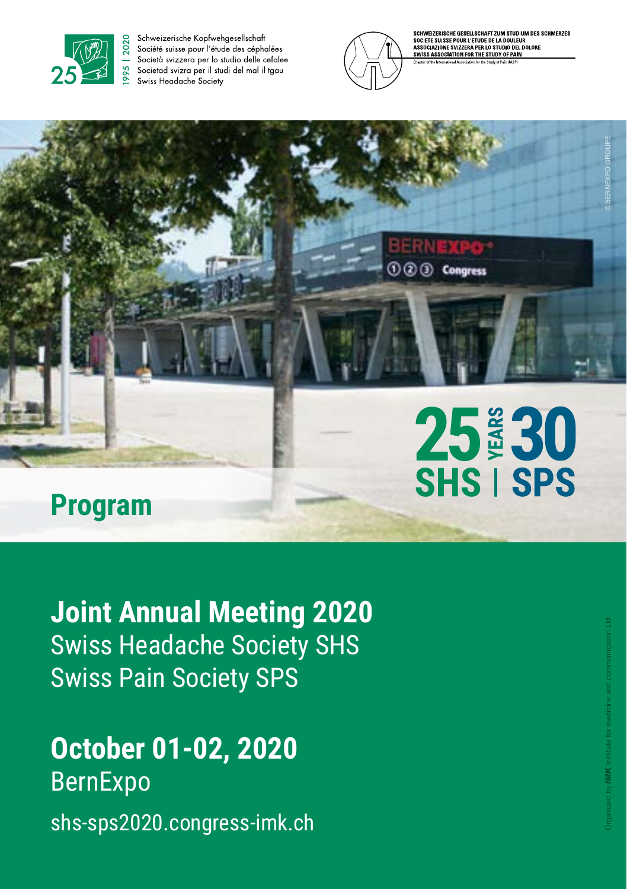Schweizerische Kopfwehgesellschaft
Société suisse pour l'étude des céphalées
Società svizzera per lo studio delle cefalee
Societad svizra per il studi del mal il tgau
Swiss Headache Society

1995 | 2020

SCHWEIZERISCHE GESELLSCHAFT ZUM STUDIUM DES SCHMERZES
SOCIETE SUISSE POUR L'ETUDE DE LA DOULEUR
ASSOCIAZIONE SVIZZERA PER LO STUDIO DEL DOLORE
SWISS ASSOCIATION FOR THE STUDY OF PAIN
Chapter of the International Association for the Study of Pain (IASP)

25 YEARS 30
SHS | SPS

# Program

## Joint Annual Meeting 2020

Swiss Headache Society SHS
Swiss Pain Society SPS

## October 01-02, 2020

BernExpo

shs-sps2020.congress-imk.ch

Organized by IMK Institute for medicine and communication Ltd

© BERNEXPO GROUPE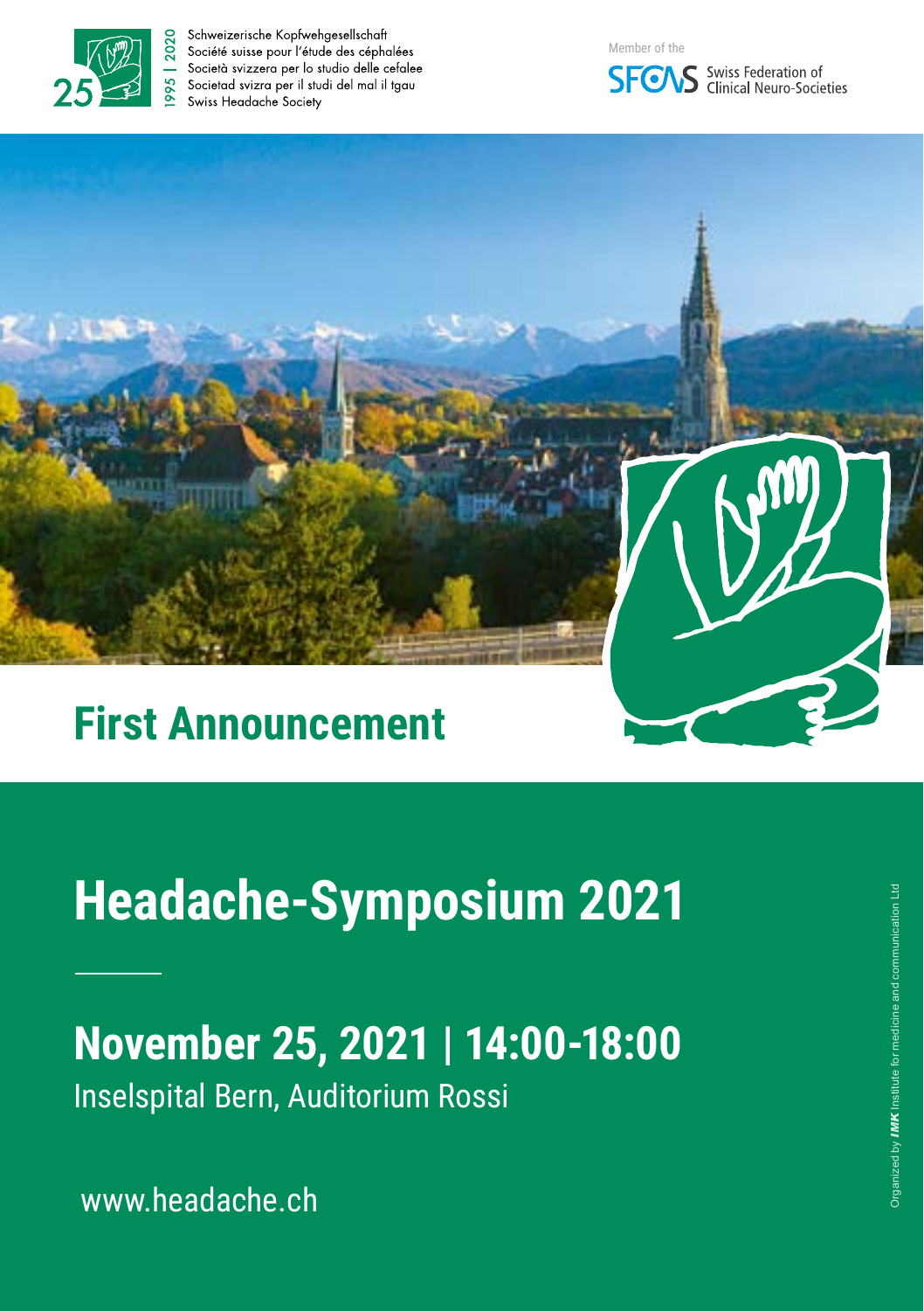Schweizerische Kopfwehgesellschaft
Société suisse pour l'étude des céphalées
Società svizzera per lo studio delle cefalee
Societad svizra per il studi del mal il tgau
Swiss Headache Society

1995 | 2020

Member of the

SFCNS Swiss Federation of Clinical Neuro-Societies

# First Announcement

# Headache-Symposium 2021

## November 25, 2021 | 14:00-18:00

Inselspital Bern, Auditorium Rossi

www.headache.ch

Organized by IMK Institute for medicine and communication Ltd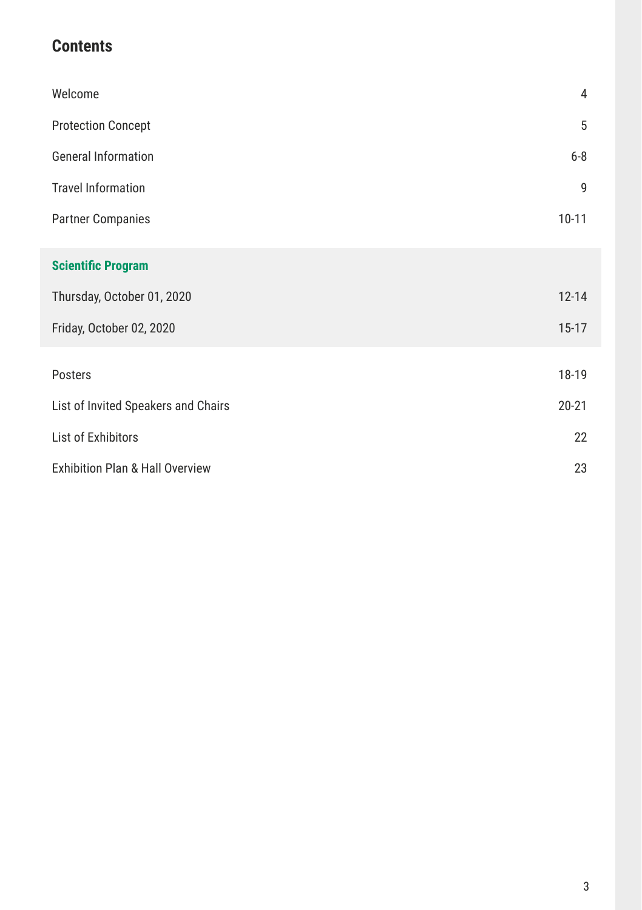# Contents

| | |
|---|---|
| Welcome | 4 |
| Protection Concept | 5 |
| General Information | 6-8 |
| Travel Information | 9 |
| Partner Companies | 10-11 |
| **Scientific Program** | |
| Thursday, October 01, 2020 | 12-14 |
| Friday, October 02, 2020 | 15-17 |
| Posters | 18-19 |
| List of Invited Speakers and Chairs | 20-21 |
| List of Exhibitors | 22 |
| Exhibition Plan & Hall Overview | 23 |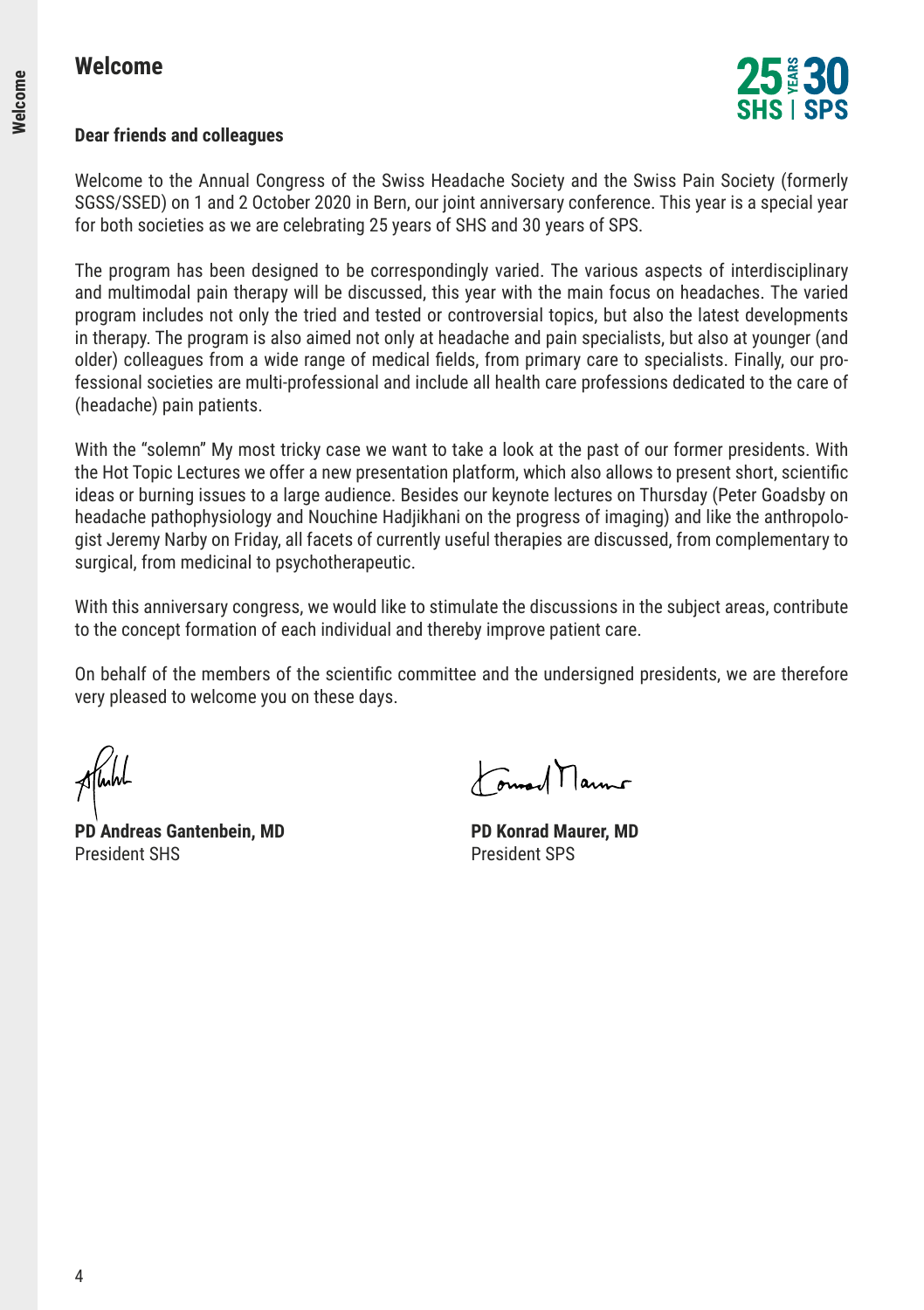# Welcome

25 YEARS 30
SHS | SPS

**Dear friends and colleagues**

Welcome to the Annual Congress of the Swiss Headache Society and the Swiss Pain Society (formerly SGSS/SSED) on 1 and 2 October 2020 in Bern, our joint anniversary conference. This year is a special year for both societies as we are celebrating 25 years of SHS and 30 years of SPS.

The program has been designed to be correspondingly varied. The various aspects of interdisciplinary and multimodal pain therapy will be discussed, this year with the main focus on headaches. The varied program includes not only the tried and tested or controversial topics, but also the latest developments in therapy. The program is also aimed not only at headache and pain specialists, but also at younger (and older) colleagues from a wide range of medical fields, from primary care to specialists. Finally, our professional societies are multi-professional and include all health care professions dedicated to the care of (headache) pain patients.

With the "solemn" My most tricky case we want to take a look at the past of our former presidents. With the Hot Topic Lectures we offer a new presentation platform, which also allows to present short, scientific ideas or burning issues to a large audience. Besides our keynote lectures on Thursday (Peter Goadsby on headache pathophysiology and Nouchine Hadjikhani on the progress of imaging) and like the anthropologist Jeremy Narby on Friday, all facets of currently useful therapies are discussed, from complementary to surgical, from medicinal to psychotherapeutic.

With this anniversary congress, we would like to stimulate the discussions in the subject areas, contribute to the concept formation of each individual and thereby improve patient care.

On behalf of the members of the scientific committee and the undersigned presidents, we are therefore very pleased to welcome you on these days.

**PD Andreas Gantenbein, MD**
President SHS

**PD Konrad Maurer, MD**
President SPS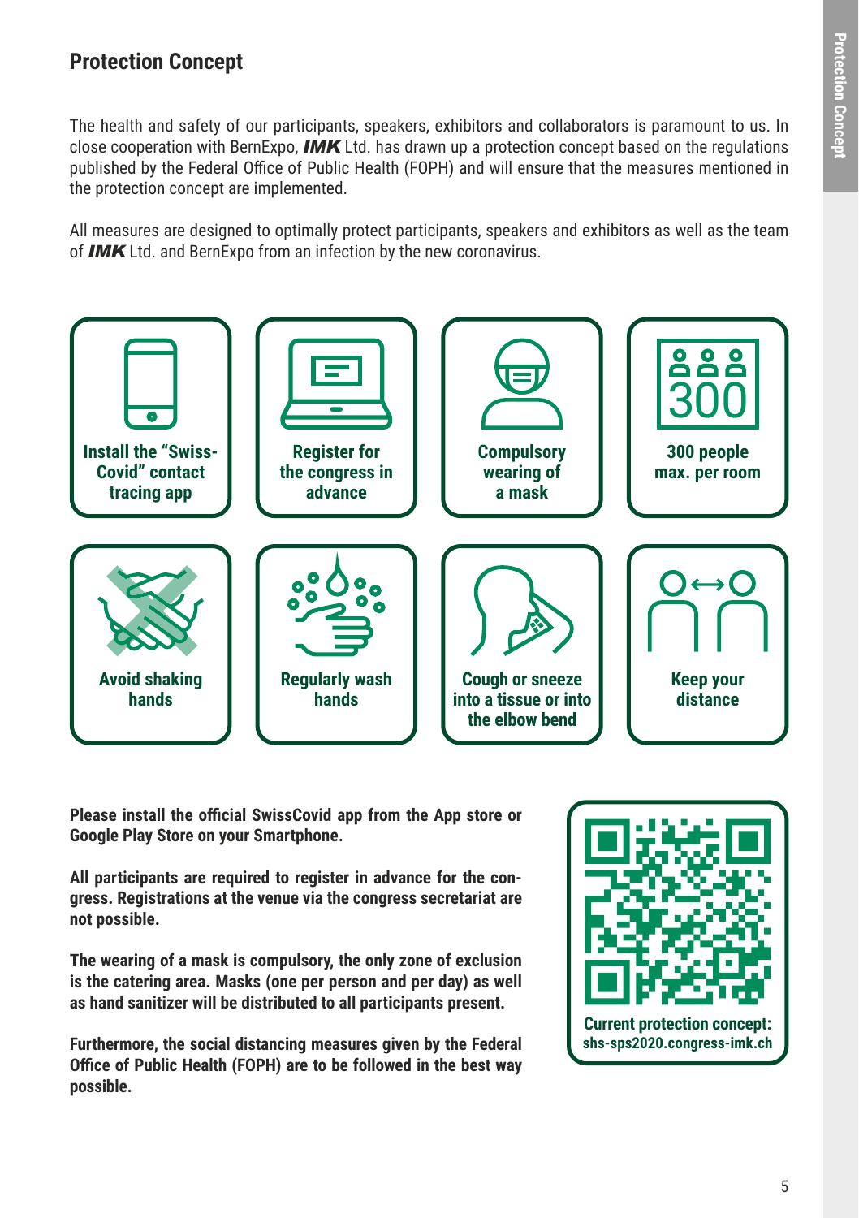## Protection Concept

The health and safety of our participants, speakers, exhibitors and collaborators is paramount to us. In close cooperation with BernExpo, ***IMK*** Ltd. has drawn up a protection concept based on the regulations published by the Federal Office of Public Health (FOPH) and will ensure that the measures mentioned in the protection concept are implemented.

All measures are designed to optimally protect participants, speakers and exhibitors as well as the team of ***IMK*** Ltd. and BernExpo from an infection by the new coronavirus.

- **Install the "Swiss-Covid" contact tracing app**
- **Register for the congress in advance**
- **Compulsory wearing of a mask**
- **300 people max. per room**
- **Avoid shaking hands**
- **Regularly wash hands**
- **Cough or sneeze into a tissue or into the elbow bend**
- **Keep your distance**

**Please install the official SwissCovid app from the App store or Google Play Store on your Smartphone.**

**All participants are required to register in advance for the congress. Registrations at the venue via the congress secretariat are not possible.**

**The wearing of a mask is compulsory, the only zone of exclusion is the catering area. Masks (one per person and per day) as well as hand sanitizer will be distributed to all participants present.**

**Furthermore, the social distancing measures given by the Federal Office of Public Health (FOPH) are to be followed in the best way possible.**

**Current protection concept:**
**shs-sps2020.congress-imk.ch**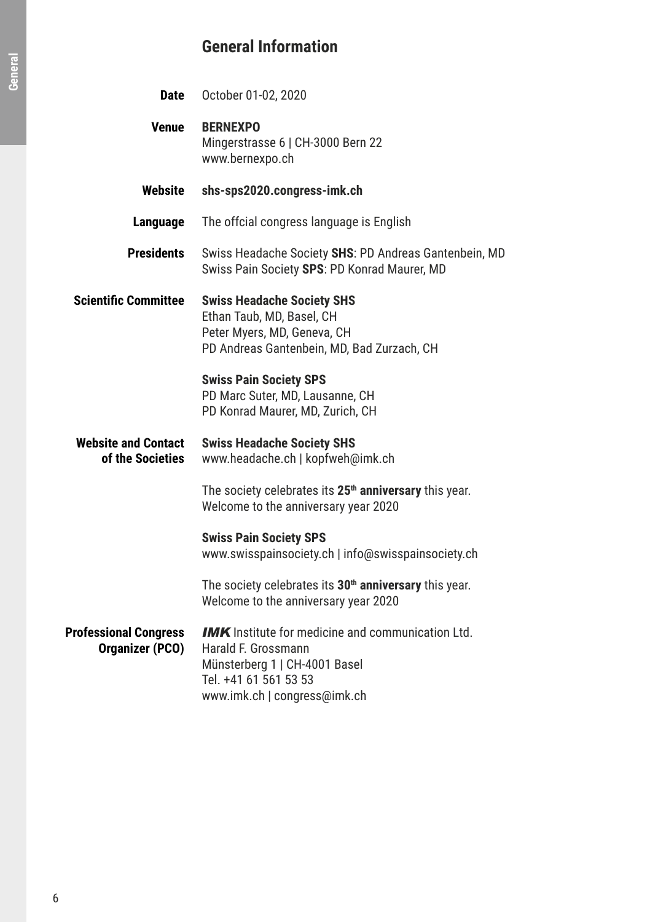## General Information

**Date** October 01-02, 2020

**Venue** **BERNEXPO**
Mingerstrasse 6 | CH-3000 Bern 22
www.bernexpo.ch

**Website** **shs-sps2020.congress-imk.ch**

**Language** The offcial congress language is English

**Presidents** Swiss Headache Society **SHS**: PD Andreas Gantenbein, MD
Swiss Pain Society **SPS**: PD Konrad Maurer, MD

**Scientific Committee**

**Swiss Headache Society SHS**
Ethan Taub, MD, Basel, CH
Peter Myers, MD, Geneva, CH
PD Andreas Gantenbein, MD, Bad Zurzach, CH

**Swiss Pain Society SPS**
PD Marc Suter, MD, Lausanne, CH
PD Konrad Maurer, MD, Zurich, CH

**Website and Contact of the Societies**

**Swiss Headache Society SHS**
www.headache.ch | kopfweh@imk.ch

The society celebrates its **25th anniversary** this year.
Welcome to the anniversary year 2020

**Swiss Pain Society SPS**
www.swisspainsociety.ch | info@swisspainsociety.ch

The society celebrates its **30th anniversary** this year.
Welcome to the anniversary year 2020

**Professional Congress Organizer (PCO)**

***IMK*** Institute for medicine and communication Ltd.
Harald F. Grossmann
Münsterberg 1 | CH-4001 Basel
Tel. +41 61 561 53 53
www.imk.ch | congress@imk.ch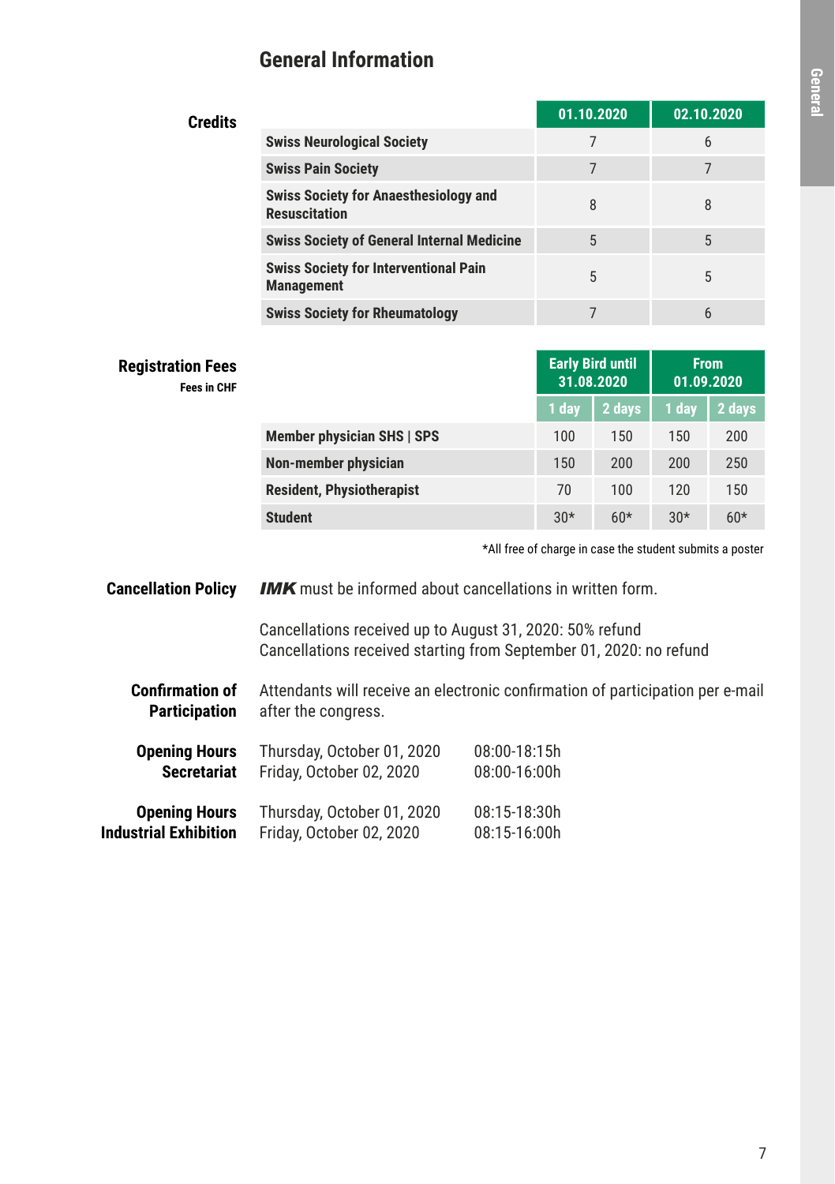# General Information

## Credits

| | 01.10.2020 | 02.10.2020 |
|---|---|---|
| **Swiss Neurological Society** | 7 | 6 |
| **Swiss Pain Society** | 7 | 7 |
| **Swiss Society for Anaesthesiology and Resuscitation** | 8 | 8 |
| **Swiss Society of General Internal Medicine** | 5 | 5 |
| **Swiss Society for Interventional Pain Management** | 5 | 5 |
| **Swiss Society for Rheumatology** | 7 | 6 |

## Registration Fees

Fees in CHF

| | Early Bird until 31.08.2020 | | From 01.09.2020 | |
|---|---|---|---|---|
| | 1 day | 2 days | 1 day | 2 days |
| **Member physician SHS \| SPS** | 100 | 150 | 150 | 200 |
| **Non-member physician** | 150 | 200 | 200 | 250 |
| **Resident, Physiotherapist** | 70 | 100 | 120 | 150 |
| **Student** | 30* | 60* | 30* | 60* |

*All free of charge in case the student submits a poster

## Cancellation Policy

***IMK*** must be informed about cancellations in written form.

Cancellations received up to August 31, 2020: 50% refund
Cancellations received starting from September 01, 2020: no refund

## Confirmation of Participation

Attendants will receive an electronic confirmation of participation per e-mail after the congress.

## Opening Hours Secretariat

Thursday, October 01, 2020 08:00-18:15h
Friday, October 02, 2020 08:00-16:00h

## Opening Hours Industrial Exhibition

Thursday, October 01, 2020 08:15-18:30h
Friday, October 02, 2020 08:15-16:00h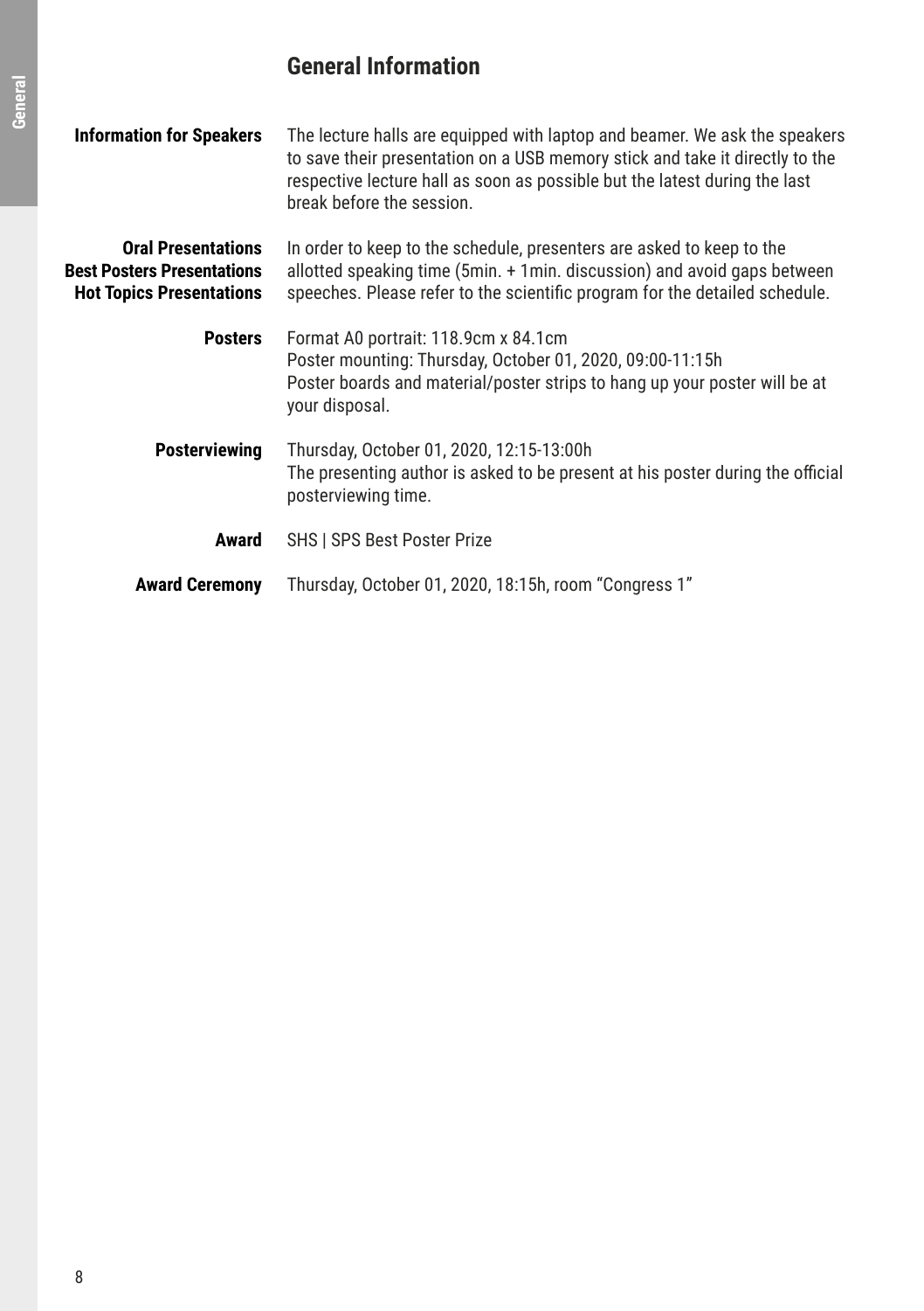# General Information

**Information for Speakers**
The lecture halls are equipped with laptop and beamer. We ask the speakers to save their presentation on a USB memory stick and take it directly to the respective lecture hall as soon as possible but the latest during the last break before the session.

**Oral Presentations**
**Best Posters Presentations**
**Hot Topics Presentations**
In order to keep to the schedule, presenters are asked to keep to the allotted speaking time (5min. + 1min. discussion) and avoid gaps between speeches. Please refer to the scientific program for the detailed schedule.

**Posters**
Format A0 portrait: 118.9cm x 84.1cm
Poster mounting: Thursday, October 01, 2020, 09:00-11:15h
Poster boards and material/poster strips to hang up your poster will be at your disposal.

**Posterviewing**
Thursday, October 01, 2020, 12:15-13:00h
The presenting author is asked to be present at his poster during the official posterviewing time.

**Award**
SHS | SPS Best Poster Prize

**Award Ceremony**
Thursday, October 01, 2020, 18:15h, room “Congress 1”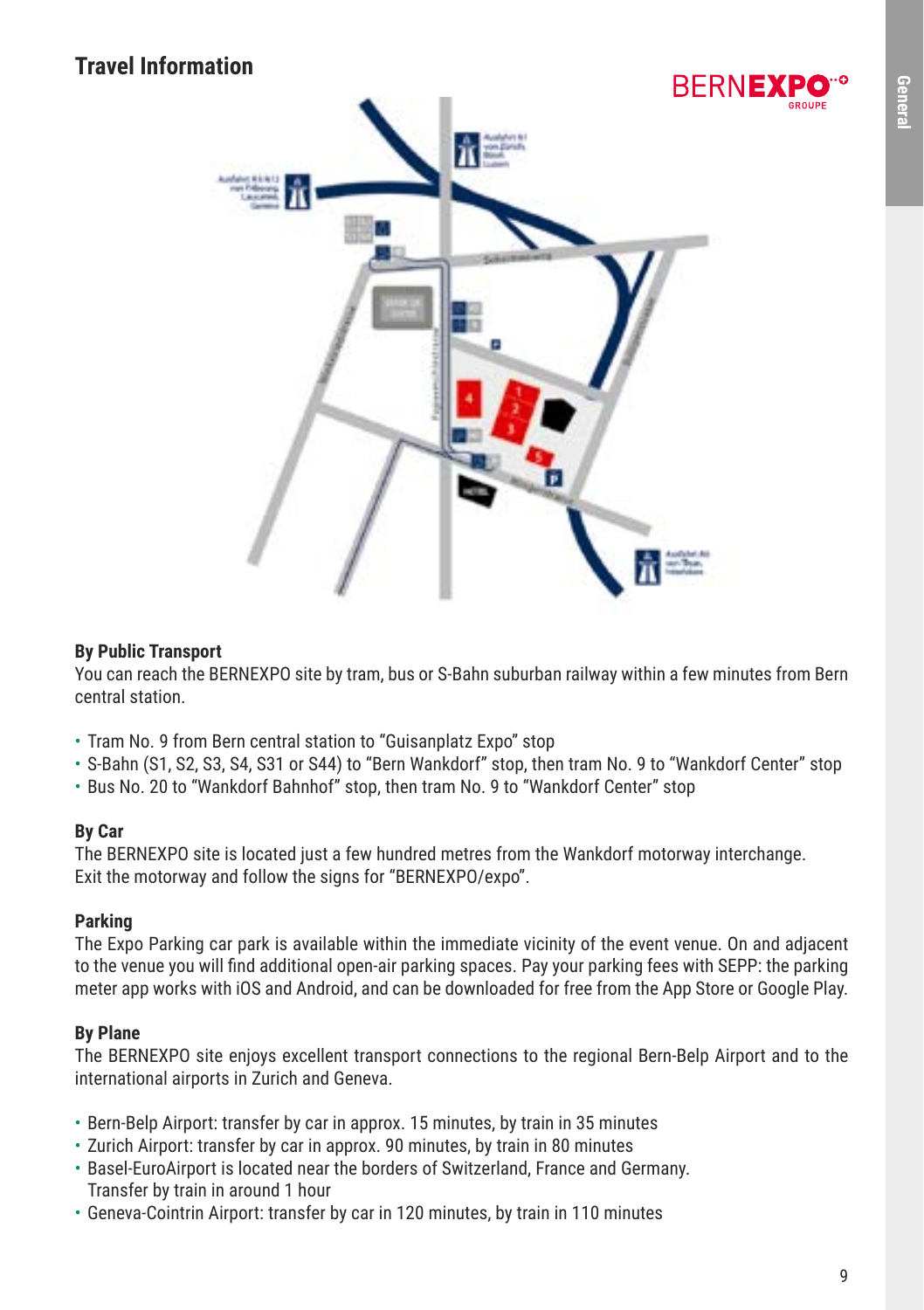# Travel Information

### By Public Transport

You can reach the BERNEXPO site by tram, bus or S-Bahn suburban railway within a few minutes from Bern central station.

- Tram No. 9 from Bern central station to "Guisanplatz Expo" stop
- S-Bahn (S1, S2, S3, S4, S31 or S44) to "Bern Wankdorf" stop, then tram No. 9 to "Wankdorf Center" stop
- Bus No. 20 to "Wankdorf Bahnhof" stop, then tram No. 9 to "Wankdorf Center" stop

### By Car

The BERNEXPO site is located just a few hundred metres from the Wankdorf motorway interchange. Exit the motorway and follow the signs for "BERNEXPO/expo".

### Parking

The Expo Parking car park is available within the immediate vicinity of the event venue. On and adjacent to the venue you will find additional open-air parking spaces. Pay your parking fees with SEPP: the parking meter app works with iOS and Android, and can be downloaded for free from the App Store or Google Play.

### By Plane

The BERNEXPO site enjoys excellent transport connections to the regional Bern-Belp Airport and to the international airports in Zurich and Geneva.

- Bern-Belp Airport: transfer by car in approx. 15 minutes, by train in 35 minutes
- Zurich Airport: transfer by car in approx. 90 minutes, by train in 80 minutes
- Basel-EuroAirport is located near the borders of Switzerland, France and Germany. Transfer by train in around 1 hour
- Geneva-Cointrin Airport: transfer by car in 120 minutes, by train in 110 minutes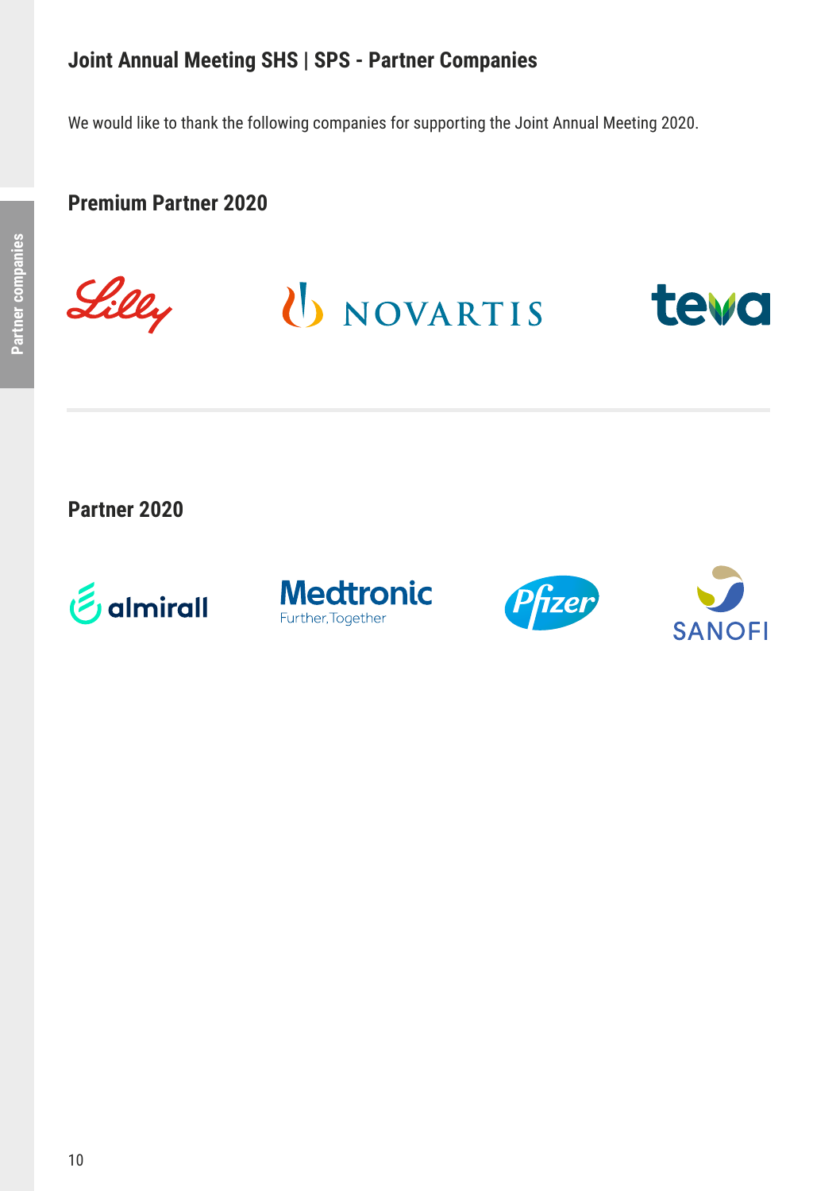## Joint Annual Meeting SHS | SPS - Partner Companies

We would like to thank the following companies for supporting the Joint Annual Meeting 2020.

### Premium Partner 2020

Lilly

NOVARTIS

teva

### Partner 2020

almirall

Medtronic
Further, Together

Pfizer

SANOFI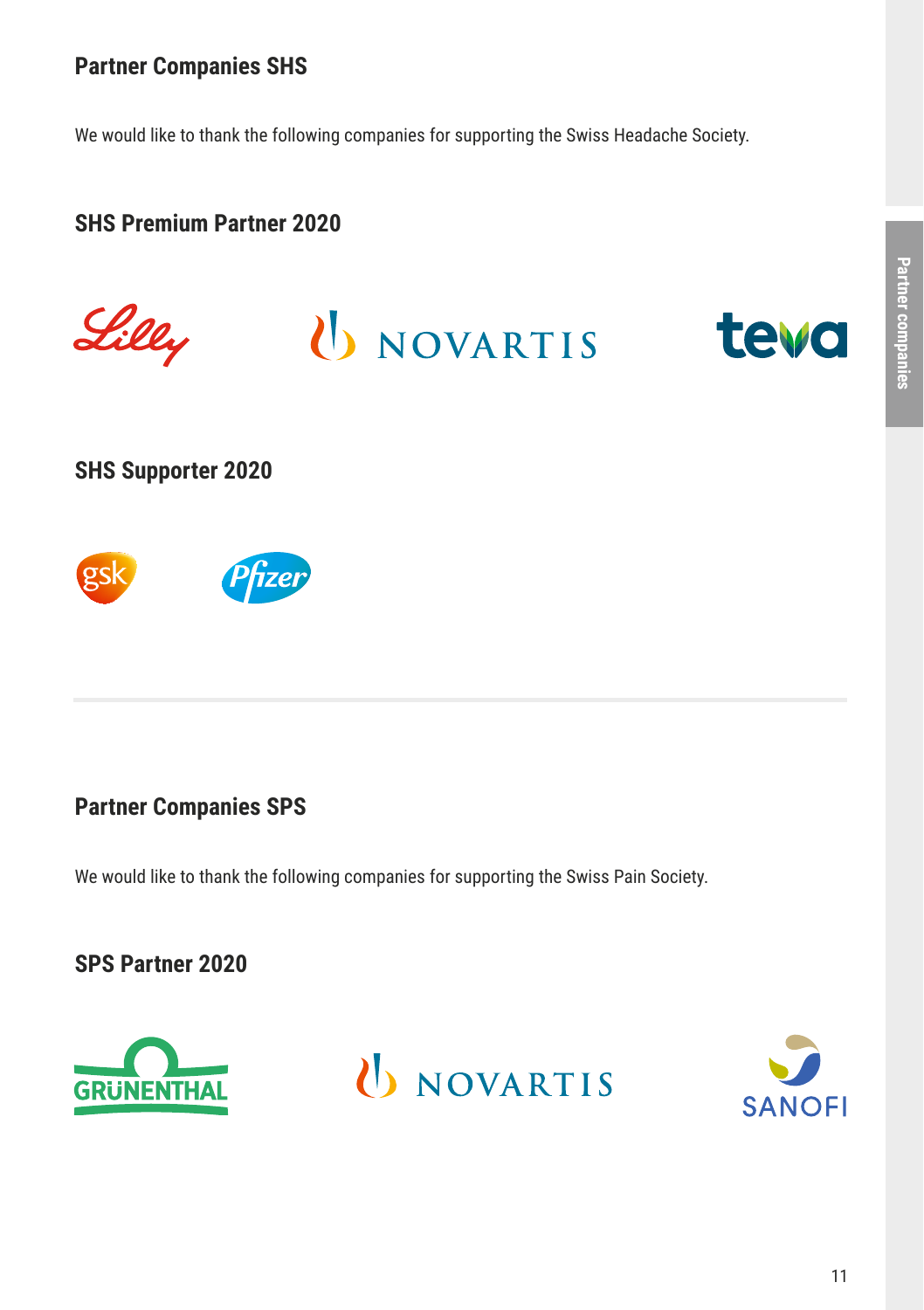## Partner Companies SHS

We would like to thank the following companies for supporting the Swiss Headache Society.

### SHS Premium Partner 2020

Lilly NOVARTIS teva

### SHS Supporter 2020

gsk Pfizer

## Partner Companies SPS

We would like to thank the following companies for supporting the Swiss Pain Society.

### SPS Partner 2020

GRÜNENTHAL NOVARTIS SANOFI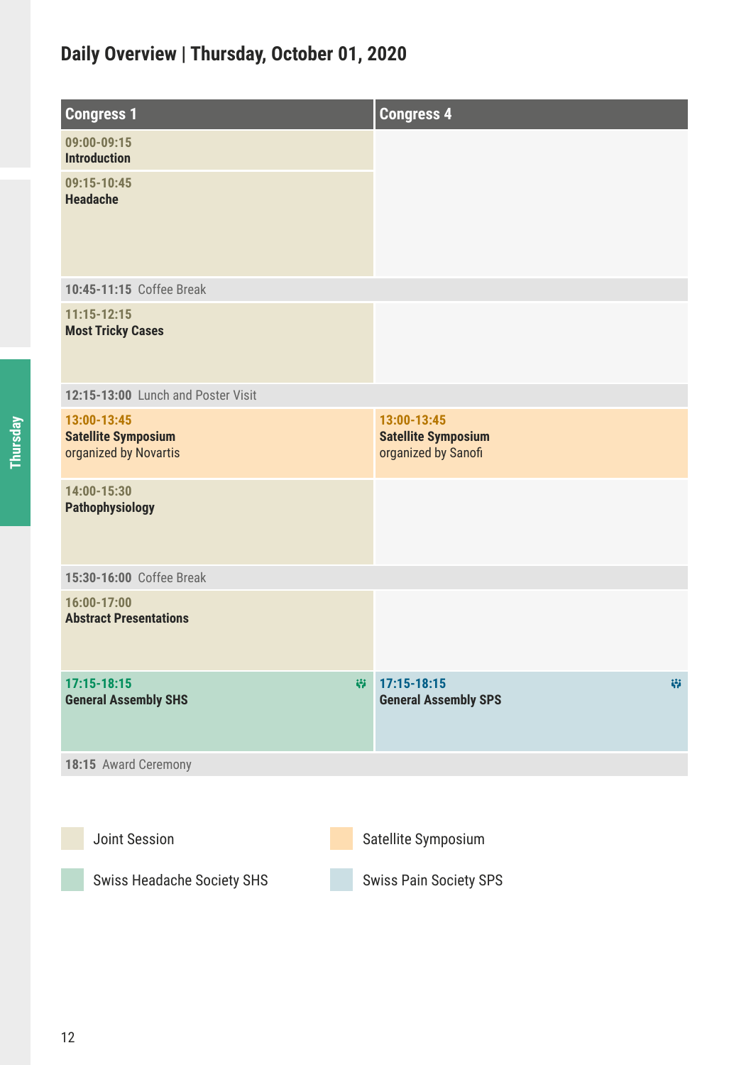## Daily Overview | Thursday, October 01, 2020

| Congress 1 | Congress 4 |
|---|---|
| **09:00-09:15** Introduction | |
| **09:15-10:45** Headache | |
| **10:45-11:15** Coffee Break | |
| **11:15-12:15** Most Tricky Cases | |
| **12:15-13:00** Lunch and Poster Visit | |
| **13:00-13:45** Satellite Symposium organized by Novartis | **13:00-13:45** Satellite Symposium organized by Sanofi |
| **14:00-15:30** Pathophysiology | |
| **15:30-16:00** Coffee Break | |
| **16:00-17:00** Abstract Presentations | |
| **17:15-18:15** General Assembly SHS | **17:15-18:15** General Assembly SPS |
| **18:15** Award Ceremony | |

Legend:

- Joint Session
- Satellite Symposium
- Swiss Headache Society SHS
- Swiss Pain Society SPS

Thursday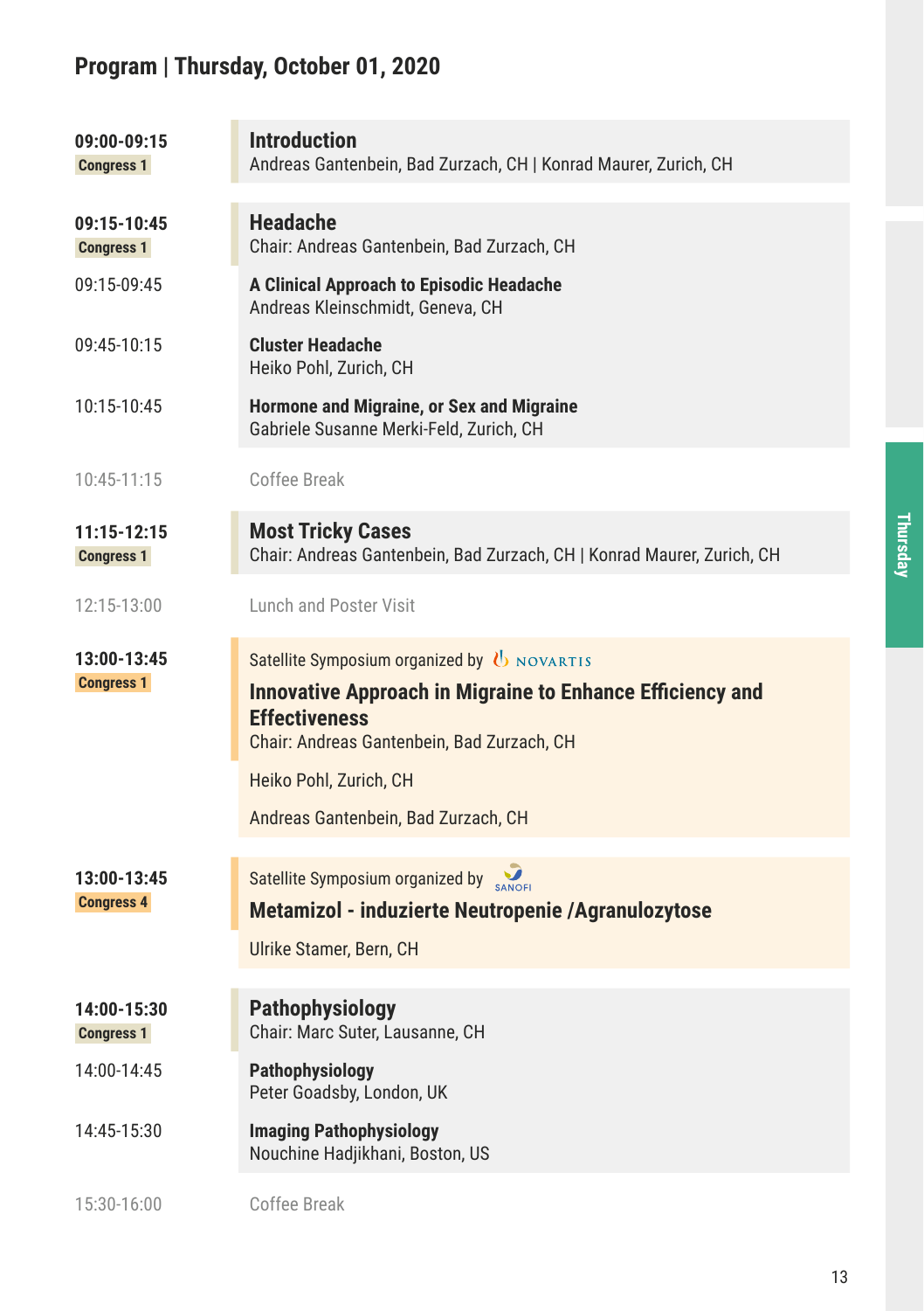## Program | Thursday, October 01, 2020

**09:00-09:15**
Congress 1

### Introduction
Andreas Gantenbein, Bad Zurzach, CH | Konrad Maurer, Zurich, CH

**09:15-10:45**
Congress 1

### Headache
Chair: Andreas Gantenbein, Bad Zurzach, CH

09:15-09:45
**A Clinical Approach to Episodic Headache**
Andreas Kleinschmidt, Geneva, CH

09:45-10:15
**Cluster Headache**
Heiko Pohl, Zurich, CH

10:15-10:45
**Hormone and Migraine, or Sex and Migraine**
Gabriele Susanne Merki-Feld, Zurich, CH

10:45-11:15
Coffee Break

**11:15-12:15**
Congress 1

### Most Tricky Cases
Chair: Andreas Gantenbein, Bad Zurzach, CH | Konrad Maurer, Zurich, CH

12:15-13:00
Lunch and Poster Visit

**13:00-13:45**
Congress 1

Satellite Symposium organized by NOVARTIS

### Innovative Approach in Migraine to Enhance Efficiency and Effectiveness
Chair: Andreas Gantenbein, Bad Zurzach, CH

Heiko Pohl, Zurich, CH

Andreas Gantenbein, Bad Zurzach, CH

**13:00-13:45**
Congress 4

Satellite Symposium organized by SANOFI

### Metamizol - induzierte Neutropenie /Agranulozytose

Ulrike Stamer, Bern, CH

**14:00-15:30**
Congress 1

### Pathophysiology
Chair: Marc Suter, Lausanne, CH

14:00-14:45
**Pathophysiology**
Peter Goadsby, London, UK

14:45-15:30
**Imaging Pathophysiology**
Nouchine Hadjikhani, Boston, US

15:30-16:00
Coffee Break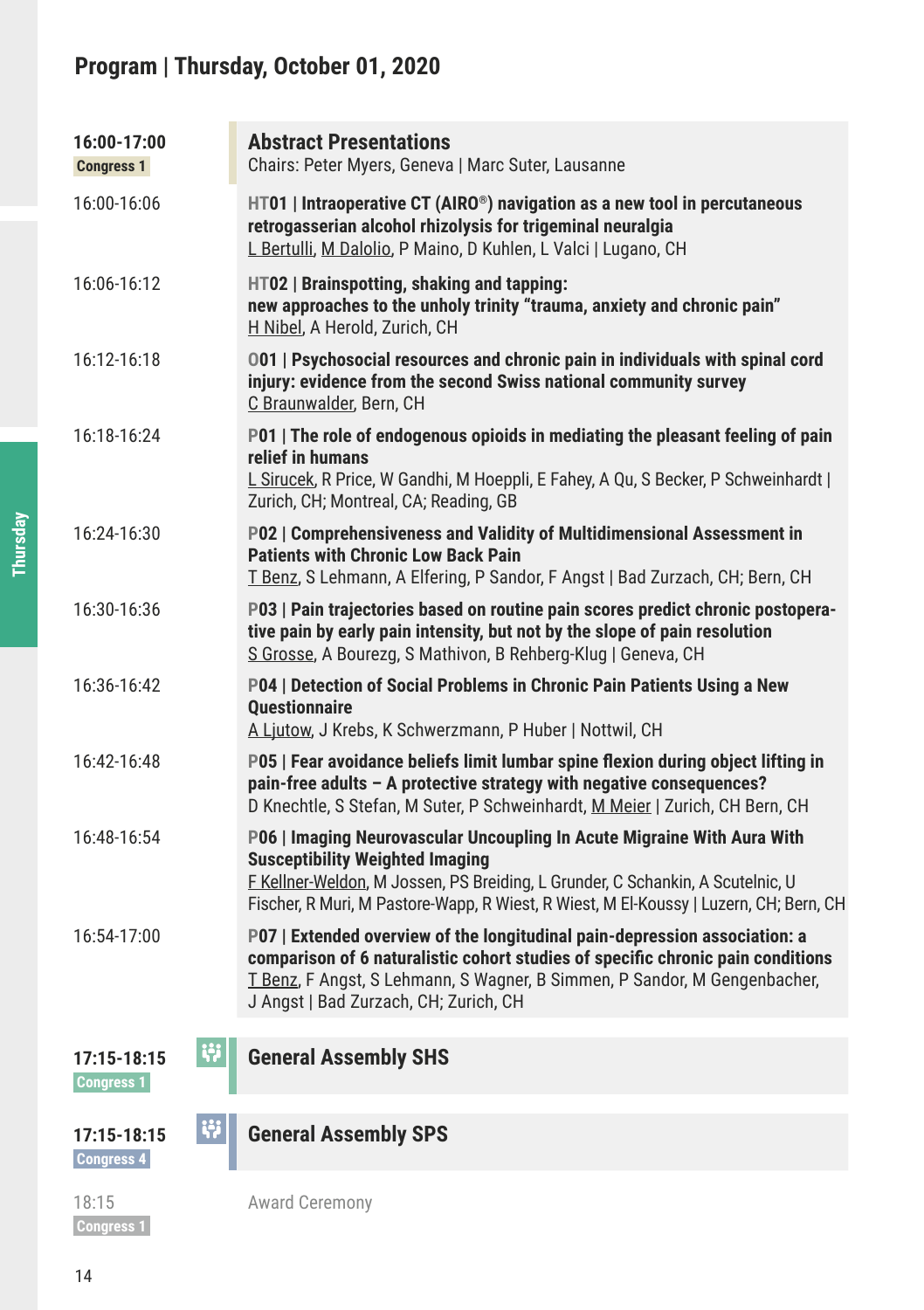## Program | Thursday, October 01, 2020

**16:00-17:00**
**Congress 1**

### Abstract Presentations

Chairs: Peter Myers, Geneva | Marc Suter, Lausanne

16:00-16:06
**HT01 | Intraoperative CT (AIRO®) navigation as a new tool in percutaneous retrogasserian alcohol rhizolysis for trigeminal neuralgia**
L Bertulli, M Dalolio, P Maino, D Kuhlen, L Valci | Lugano, CH

16:06-16:12
**HT02 | Brainspotting, shaking and tapping: new approaches to the unholy trinity "trauma, anxiety and chronic pain"**
H Nibel, A Herold, Zurich, CH

16:12-16:18
**O01 | Psychosocial resources and chronic pain in individuals with spinal cord injury: evidence from the second Swiss national community survey**
C Braunwalder, Bern, CH

16:18-16:24
**P01 | The role of endogenous opioids in mediating the pleasant feeling of pain relief in humans**
L Sirucek, R Price, W Gandhi, M Hoeppli, E Fahey, A Qu, S Becker, P Schweinhardt | Zurich, CH; Montreal, CA; Reading, GB

16:24-16:30
**P02 | Comprehensiveness and Validity of Multidimensional Assessment in Patients with Chronic Low Back Pain**
T Benz, S Lehmann, A Elfering, P Sandor, F Angst | Bad Zurzach, CH; Bern, CH

16:30-16:36
**P03 | Pain trajectories based on routine pain scores predict chronic postoperative pain by early pain intensity, but not by the slope of pain resolution**
S Grosse, A Bourezg, S Mathivon, B Rehberg-Klug | Geneva, CH

16:36-16:42
**P04 | Detection of Social Problems in Chronic Pain Patients Using a New Questionnaire**
A Ljutow, J Krebs, K Schwerzmann, P Huber | Nottwil, CH

16:42-16:48
**P05 | Fear avoidance beliefs limit lumbar spine flexion during object lifting in pain-free adults – A protective strategy with negative consequences?**
D Knechtle, S Stefan, M Suter, P Schweinhardt, M Meier | Zurich, CH Bern, CH

16:48-16:54
**P06 | Imaging Neurovascular Uncoupling In Acute Migraine With Aura With Susceptibility Weighted Imaging**
F Kellner-Weldon, M Jossen, PS Breiding, L Grunder, C Schankin, A Scutelnic, U Fischer, R Muri, M Pastore-Wapp, R Wiest, R Wiest, M El-Koussy | Luzern, CH; Bern, CH

16:54-17:00
**P07 | Extended overview of the longitudinal pain-depression association: a comparison of 6 naturalistic cohort studies of specific chronic pain conditions**
T Benz, F Angst, S Lehmann, S Wagner, B Simmen, P Sandor, M Gengenbacher, J Angst | Bad Zurzach, CH; Zurich, CH

**17:15-18:15**
**Congress 1**

### General Assembly SHS

**17:15-18:15**
**Congress 4**

### General Assembly SPS

18:15
Congress 1

Award Ceremony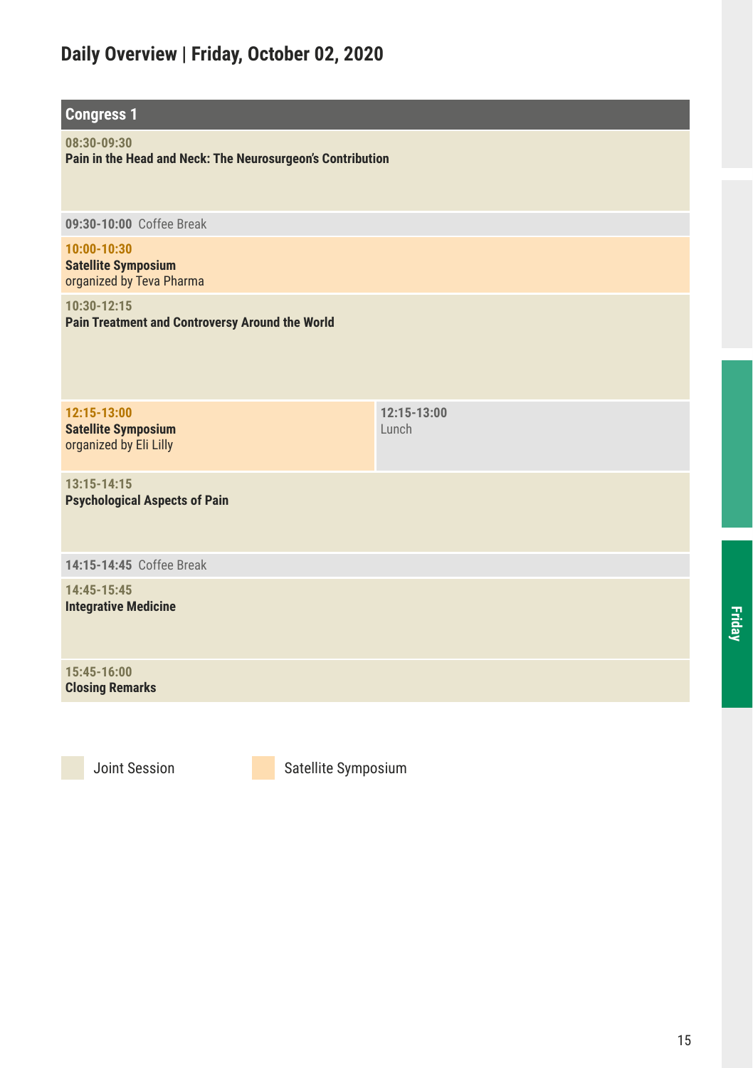# Daily Overview | Friday, October 02, 2020

## Congress 1

**08:30-09:30**
**Pain in the Head and Neck: The Neurosurgeon's Contribution**

**09:30-10:00** Coffee Break

**10:00-10:30**
**Satellite Symposium**
organized by Teva Pharma

**10:30-12:15**
**Pain Treatment and Controversy Around the World**

| | |
|---|---|
| **12:15-13:00**<br>**Satellite Symposium**<br>organized by Eli Lilly | **12:15-13:00**<br>Lunch |

**13:15-14:15**
**Psychological Aspects of Pain**

**14:15-14:45** Coffee Break

**14:45-15:45**
**Integrative Medicine**

**15:45-16:00**
**Closing Remarks**

Joint Session

Satellite Symposium

Friday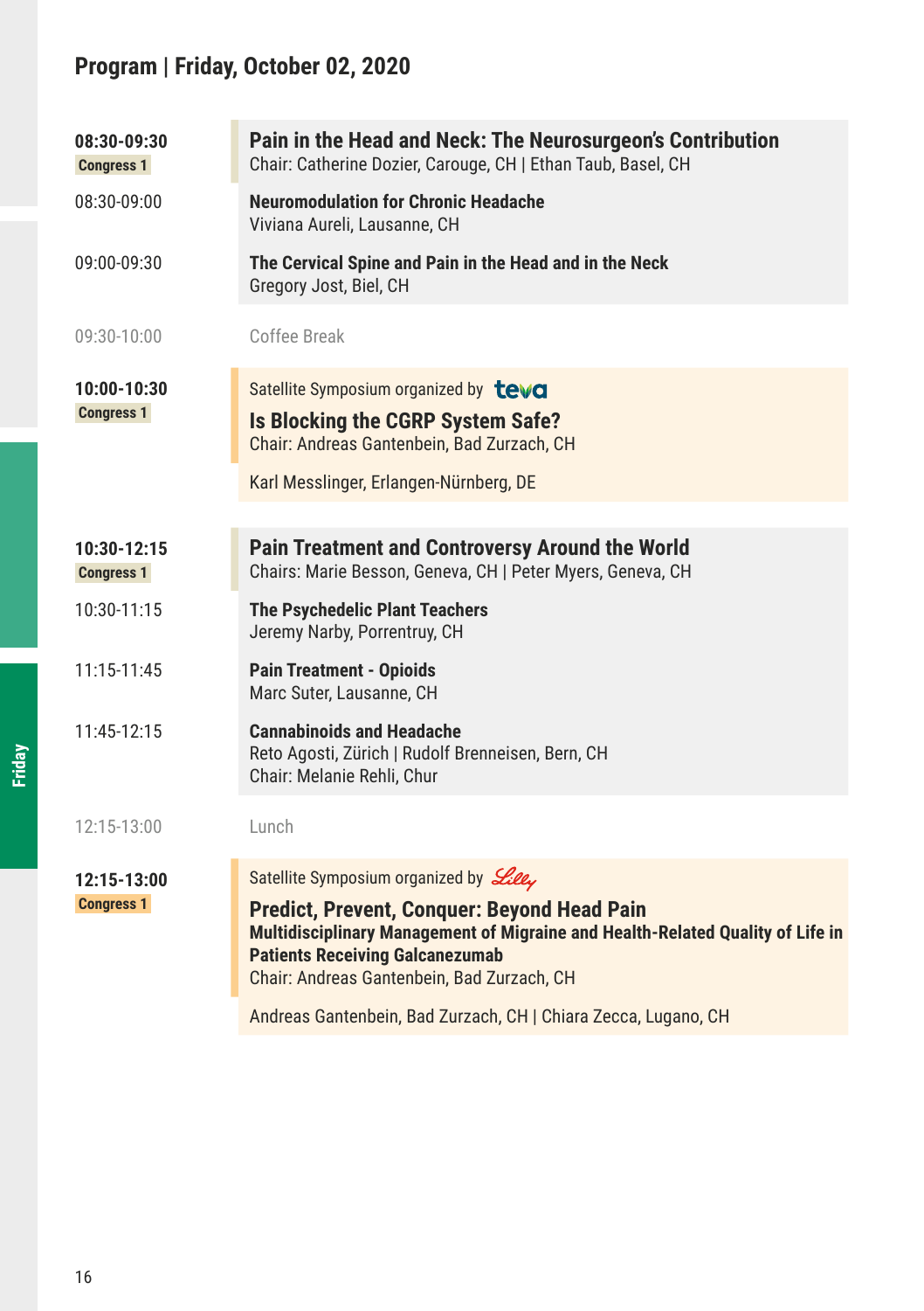## Program | Friday, October 02, 2020

**08:30-09:30** Congress 1

### Pain in the Head and Neck: The Neurosurgeon's Contribution
Chair: Catherine Dozier, Carouge, CH | Ethan Taub, Basel, CH

08:30-09:00 — **Neuromodulation for Chronic Headache**
Viviana Aureli, Lausanne, CH

09:00-09:30 — **The Cervical Spine and Pain in the Head and in the Neck**
Gregory Jost, Biel, CH

09:30-10:00 — Coffee Break

**10:00-10:30** Congress 1

Satellite Symposium organized by teva

### Is Blocking the CGRP System Safe?
Chair: Andreas Gantenbein, Bad Zurzach, CH

Karl Messlinger, Erlangen-Nürnberg, DE

**10:30-12:15** Congress 1

### Pain Treatment and Controversy Around the World
Chairs: Marie Besson, Geneva, CH | Peter Myers, Geneva, CH

10:30-11:15 — **The Psychedelic Plant Teachers**
Jeremy Narby, Porrentruy, CH

11:15-11:45 — **Pain Treatment - Opioids**
Marc Suter, Lausanne, CH

11:45-12:15 — **Cannabinoids and Headache**
Reto Agosti, Zürich | Rudolf Brenneisen, Bern, CH
Chair: Melanie Rehli, Chur

12:15-13:00 — Lunch

**12:15-13:00** Congress 1

Satellite Symposium organized by Lilly

### Predict, Prevent, Conquer: Beyond Head Pain
**Multidisciplinary Management of Migraine and Health-Related Quality of Life in Patients Receiving Galcanezumab**
Chair: Andreas Gantenbein, Bad Zurzach, CH

Andreas Gantenbein, Bad Zurzach, CH | Chiara Zecca, Lugano, CH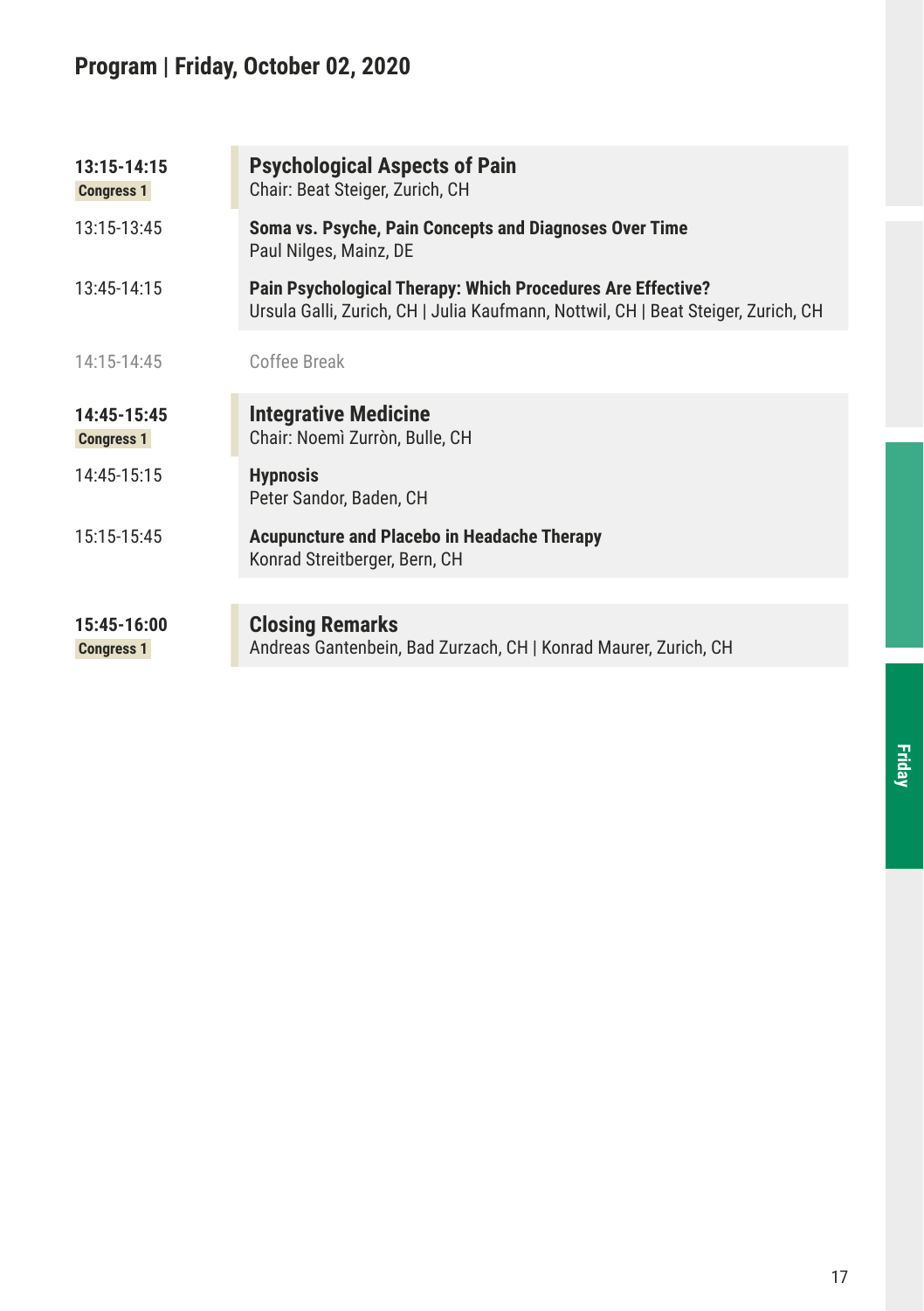## Program | Friday, October 02, 2020

**13:15-14:15**
**Congress 1**

### Psychological Aspects of Pain
Chair: Beat Steiger, Zurich, CH

13:15-13:45
**Soma vs. Psyche, Pain Concepts and Diagnoses Over Time**
Paul Nilges, Mainz, DE

13:45-14:15
**Pain Psychological Therapy: Which Procedures Are Effective?**
Ursula Galli, Zurich, CH | Julia Kaufmann, Nottwil, CH | Beat Steiger, Zurich, CH

14:15-14:45
Coffee Break

**14:45-15:45**
**Congress 1**

### Integrative Medicine
Chair: Noemì Zurròn, Bulle, CH

14:45-15:15
**Hypnosis**
Peter Sandor, Baden, CH

15:15-15:45
**Acupuncture and Placebo in Headache Therapy**
Konrad Streitberger, Bern, CH

**15:45-16:00**
**Congress 1**

### Closing Remarks
Andreas Gantenbein, Bad Zurzach, CH | Konrad Maurer, Zurich, CH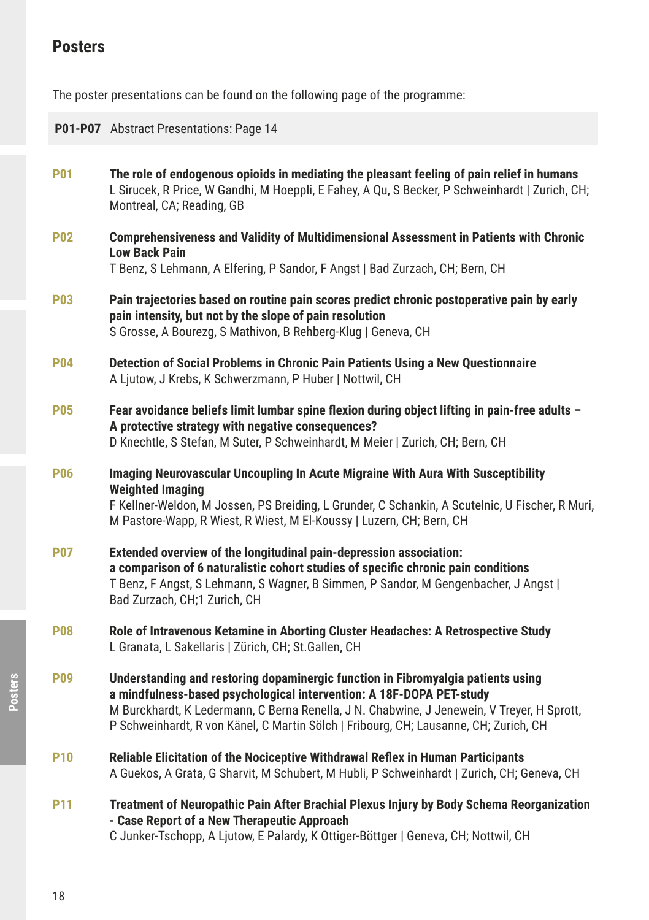## Posters

The poster presentations can be found on the following page of the programme:

**P01-P07** Abstract Presentations: Page 14

**P01** **The role of endogenous opioids in mediating the pleasant feeling of pain relief in humans**
L Sirucek, R Price, W Gandhi, M Hoeppli, E Fahey, A Qu, S Becker, P Schweinhardt | Zurich, CH; Montreal, CA; Reading, GB

**P02** **Comprehensiveness and Validity of Multidimensional Assessment in Patients with Chronic Low Back Pain**
T Benz, S Lehmann, A Elfering, P Sandor, F Angst | Bad Zurzach, CH; Bern, CH

**P03** **Pain trajectories based on routine pain scores predict chronic postoperative pain by early pain intensity, but not by the slope of pain resolution**
S Grosse, A Bourezg, S Mathivon, B Rehberg-Klug | Geneva, CH

**P04** **Detection of Social Problems in Chronic Pain Patients Using a New Questionnaire**
A Ljutow, J Krebs, K Schwerzmann, P Huber | Nottwil, CH

**P05** **Fear avoidance beliefs limit lumbar spine flexion during object lifting in pain-free adults – A protective strategy with negative consequences?**
D Knechtle, S Stefan, M Suter, P Schweinhardt, M Meier | Zurich, CH; Bern, CH

**P06** **Imaging Neurovascular Uncoupling In Acute Migraine With Aura With Susceptibility Weighted Imaging**
F Kellner-Weldon, M Jossen, PS Breiding, L Grunder, C Schankin, A Scutelnic, U Fischer, R Muri, M Pastore-Wapp, R Wiest, R Wiest, M El-Koussy | Luzern, CH; Bern, CH

**P07** **Extended overview of the longitudinal pain-depression association: a comparison of 6 naturalistic cohort studies of specific chronic pain conditions**
T Benz, F Angst, S Lehmann, S Wagner, B Simmen, P Sandor, M Gengenbacher, J Angst | Bad Zurzach, CH;1 Zurich, CH

**P08** **Role of Intravenous Ketamine in Aborting Cluster Headaches: A Retrospective Study**
L Granata, L Sakellaris | Zürich, CH; St.Gallen, CH

**P09** **Understanding and restoring dopaminergic function in Fibromyalgia patients using a mindfulness-based psychological intervention: A 18F-DOPA PET-study**
M Burckhardt, K Ledermann, C Berna Renella, J N. Chabwine, J Jenewein, V Treyer, H Sprott, P Schweinhardt, R von Känel, C Martin Sölch | Fribourg, CH; Lausanne, CH; Zurich, CH

**P10** **Reliable Elicitation of the Nociceptive Withdrawal Reflex in Human Participants**
A Guekos, A Grata, G Sharvit, M Schubert, M Hubli, P Schweinhardt | Zurich, CH; Geneva, CH

**P11** **Treatment of Neuropathic Pain After Brachial Plexus Injury by Body Schema Reorganization - Case Report of a New Therapeutic Approach**
C Junker-Tschopp, A Ljutow, E Palardy, K Ottiger-Böttger | Geneva, CH; Nottwil, CH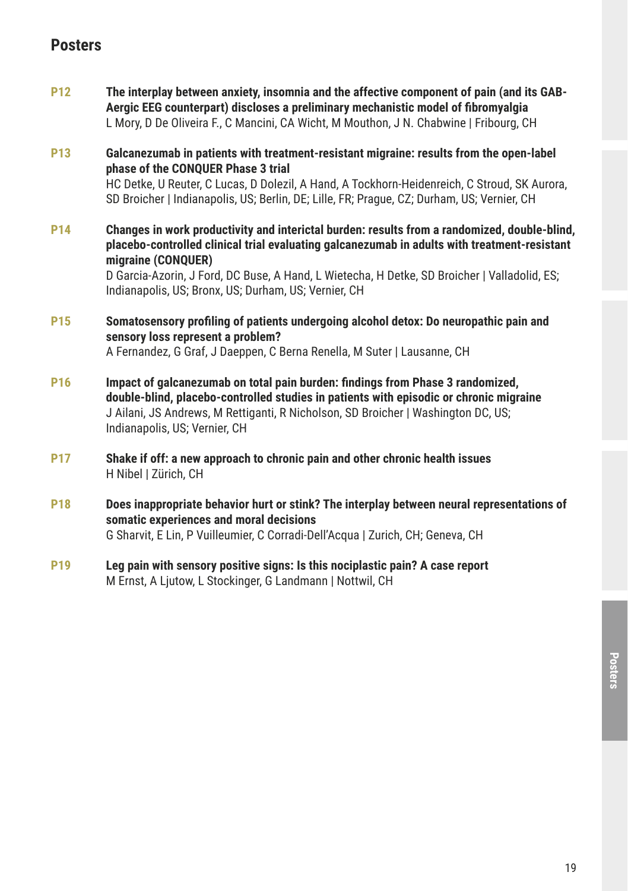## Posters

**P12** **The interplay between anxiety, insomnia and the affective component of pain (and its GAB-Aergic EEG counterpart) discloses a preliminary mechanistic model of fibromyalgia**
L Mory, D De Oliveira F., C Mancini, CA Wicht, M Mouthon, J N. Chabwine | Fribourg, CH

**P13** **Galcanezumab in patients with treatment-resistant migraine: results from the open-label phase of the CONQUER Phase 3 trial**
HC Detke, U Reuter, C Lucas, D Dolezil, A Hand, A Tockhorn-Heidenreich, C Stroud, SK Aurora, SD Broicher | Indianapolis, US; Berlin, DE; Lille, FR; Prague, CZ; Durham, US; Vernier, CH

**P14** **Changes in work productivity and interictal burden: results from a randomized, double-blind, placebo-controlled clinical trial evaluating galcanezumab in adults with treatment-resistant migraine (CONQUER)**
D Garcia-Azorin, J Ford, DC Buse, A Hand, L Wietecha, H Detke, SD Broicher | Valladolid, ES; Indianapolis, US; Bronx, US; Durham, US; Vernier, CH

**P15** **Somatosensory profiling of patients undergoing alcohol detox: Do neuropathic pain and sensory loss represent a problem?**
A Fernandez, G Graf, J Daeppen, C Berna Renella, M Suter | Lausanne, CH

**P16** **Impact of galcanezumab on total pain burden: findings from Phase 3 randomized, double-blind, placebo-controlled studies in patients with episodic or chronic migraine**
J Ailani, JS Andrews, M Rettiganti, R Nicholson, SD Broicher | Washington DC, US; Indianapolis, US; Vernier, CH

**P17** **Shake if off: a new approach to chronic pain and other chronic health issues**
H Nibel | Zürich, CH

**P18** **Does inappropriate behavior hurt or stink? The interplay between neural representations of somatic experiences and moral decisions**
G Sharvit, E Lin, P Vuilleumier, C Corradi-Dell'Acqua | Zurich, CH; Geneva, CH

**P19** **Leg pain with sensory positive signs: Is this nociplastic pain? A case report**
M Ernst, A Ljutow, L Stockinger, G Landmann | Nottwil, CH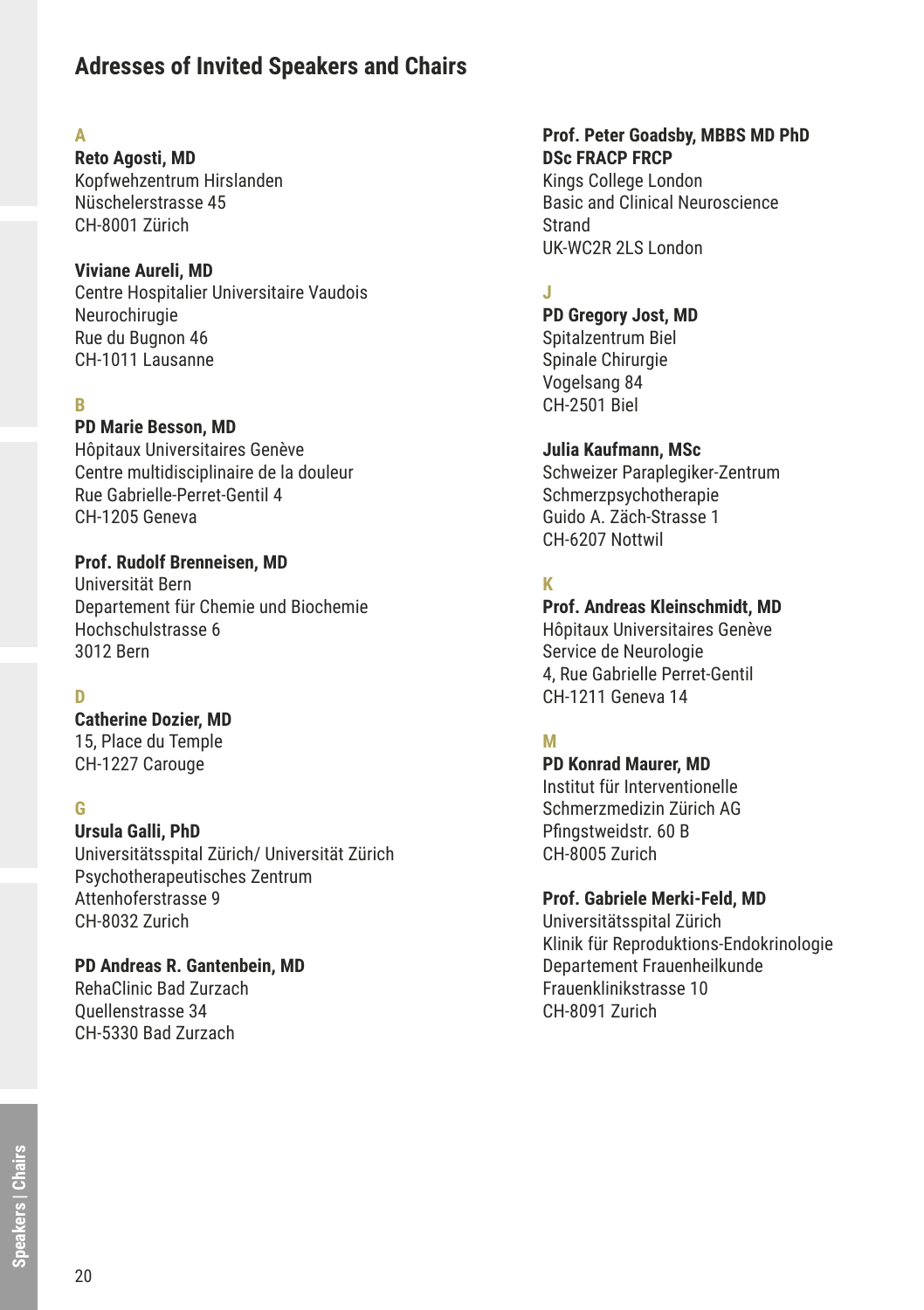# Adresses of Invited Speakers and Chairs

### A

**Reto Agosti, MD**
Kopfwehzentrum Hirslanden
Nüschelerstrasse 45
CH-8001 Zürich

**Viviane Aureli, MD**
Centre Hospitalier Universitaire Vaudois
Neurochirugie
Rue du Bugnon 46
CH-1011 Lausanne

### B

**PD Marie Besson, MD**
Hôpitaux Universitaires Genève
Centre multidisciplinaire de la douleur
Rue Gabrielle-Perret-Gentil 4
CH-1205 Geneva

**Prof. Rudolf Brenneisen, MD**
Universität Bern
Departement für Chemie und Biochemie
Hochschulstrasse 6
3012 Bern

### D

**Catherine Dozier, MD**
15, Place du Temple
CH-1227 Carouge

### G

**Ursula Galli, PhD**
Universitätsspital Zürich/ Universität Zürich
Psychotherapeutisches Zentrum
Attenhoferstrasse 9
CH-8032 Zurich

**PD Andreas R. Gantenbein, MD**
RehaClinic Bad Zurzach
Quellenstrasse 34
CH-5330 Bad Zurzach

**Prof. Peter Goadsby, MBBS MD PhD DSc FRACP FRCP**
Kings College London
Basic and Clinical Neuroscience
Strand
UK-WC2R 2LS London

### J

**PD Gregory Jost, MD**
Spitalzentrum Biel
Spinale Chirurgie
Vogelsang 84
CH-2501 Biel

**Julia Kaufmann, MSc**
Schweizer Paraplegiker-Zentrum
Schmerzpsychotherapie
Guido A. Zäch-Strasse 1
CH-6207 Nottwil

### K

**Prof. Andreas Kleinschmidt, MD**
Hôpitaux Universitaires Genève
Service de Neurologie
4, Rue Gabrielle Perret-Gentil
CH-1211 Geneva 14

### M

**PD Konrad Maurer, MD**
Institut für Interventionelle
Schmerzmedizin Zürich AG
Pfingstweidstr. 60 B
CH-8005 Zurich

**Prof. Gabriele Merki-Feld, MD**
Universitätsspital Zürich
Klinik für Reproduktions-Endokrinologie
Departement Frauenheilkunde
Frauenklinikstrasse 10
CH-8091 Zurich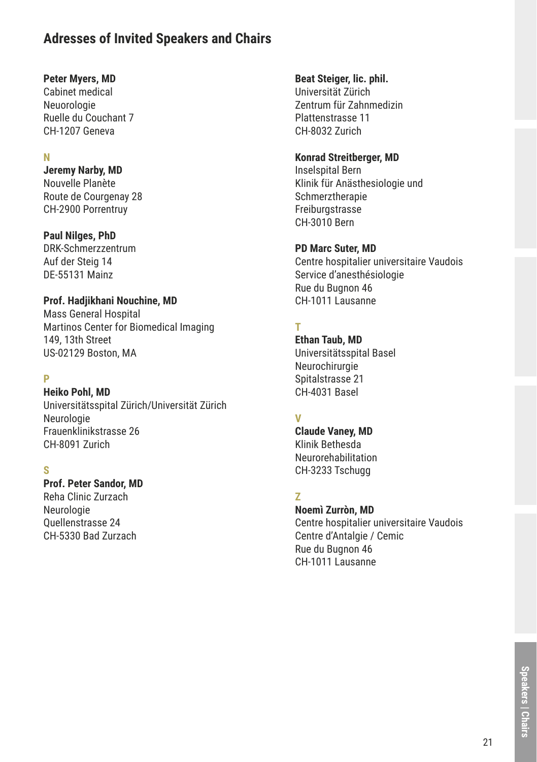## Adresses of Invited Speakers and Chairs

**Peter Myers, MD**
Cabinet medical
Neuorologie
Ruelle du Couchant 7
CH-1207 Geneva

**N**

**Jeremy Narby, MD**
Nouvelle Planète
Route de Courgenay 28
CH-2900 Porrentruy

**Paul Nilges, PhD**
DRK-Schmerzzentrum
Auf der Steig 14
DE-55131 Mainz

**Prof. Hadjikhani Nouchine, MD**
Mass General Hospital
Martinos Center for Biomedical Imaging
149, 13th Street
US-02129 Boston, MA

**P**

**Heiko Pohl, MD**
Universitätsspital Zürich/Universität Zürich
Neurologie
Frauenklinikstrasse 26
CH-8091 Zurich

**S**

**Prof. Peter Sandor, MD**
Reha Clinic Zurzach
Neurologie
Quellenstrasse 24
CH-5330 Bad Zurzach

**Beat Steiger, lic. phil.**
Universität Zürich
Zentrum für Zahnmedizin
Plattenstrasse 11
CH-8032 Zurich

**Konrad Streitberger, MD**
Inselspital Bern
Klinik für Anästhesiologie und
Schmerztherapie
Freiburgstrasse
CH-3010 Bern

**PD Marc Suter, MD**
Centre hospitalier universitaire Vaudois
Service d'anesthésiologie
Rue du Bugnon 46
CH-1011 Lausanne

**T**

**Ethan Taub, MD**
Universitätsspital Basel
Neurochirurgie
Spitalstrasse 21
CH-4031 Basel

**V**

**Claude Vaney, MD**
Klinik Bethesda
Neurorehabilitation
CH-3233 Tschugg

**Z**

**Noemì Zurròn, MD**
Centre hospitalier universitaire Vaudois
Centre d'Antalgie / Cemic
Rue du Bugnon 46
CH-1011 Lausanne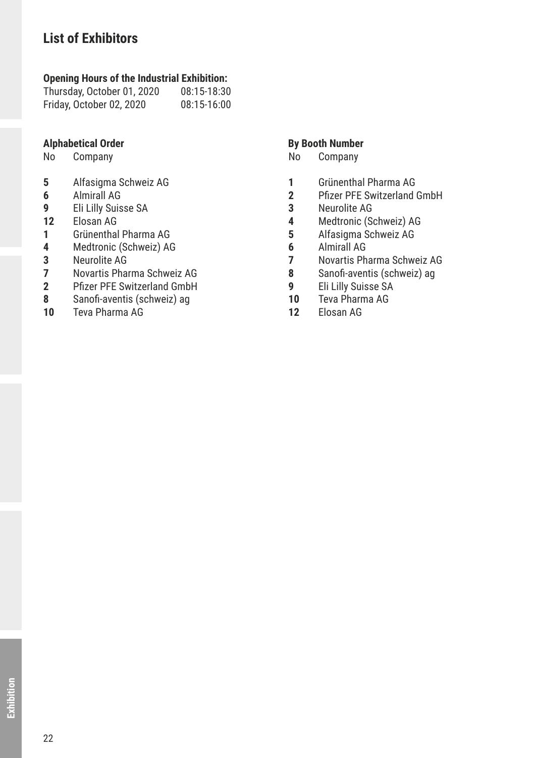# List of Exhibitors

**Opening Hours of the Industrial Exhibition:**

| | |
|---|---|
| Thursday, October 01, 2020 | 08:15-18:30 |
| Friday, October 02, 2020 | 08:15-16:00 |

### Alphabetical Order

| No | Company |
|---|---|
| **5** | Alfasigma Schweiz AG |
| **6** | Almirall AG |
| **9** | Eli Lilly Suisse SA |
| **12** | Elosan AG |
| **1** | Grünenthal Pharma AG |
| **4** | Medtronic (Schweiz) AG |
| **3** | Neurolite AG |
| **7** | Novartis Pharma Schweiz AG |
| **2** | Pfizer PFE Switzerland GmbH |
| **8** | Sanofi-aventis (schweiz) ag |
| **10** | Teva Pharma AG |

### By Booth Number

| No | Company |
|---|---|
| **1** | Grünenthal Pharma AG |
| **2** | Pfizer PFE Switzerland GmbH |
| **3** | Neurolite AG |
| **4** | Medtronic (Schweiz) AG |
| **5** | Alfasigma Schweiz AG |
| **6** | Almirall AG |
| **7** | Novartis Pharma Schweiz AG |
| **8** | Sanofi-aventis (schweiz) ag |
| **9** | Eli Lilly Suisse SA |
| **10** | Teva Pharma AG |
| **12** | Elosan AG |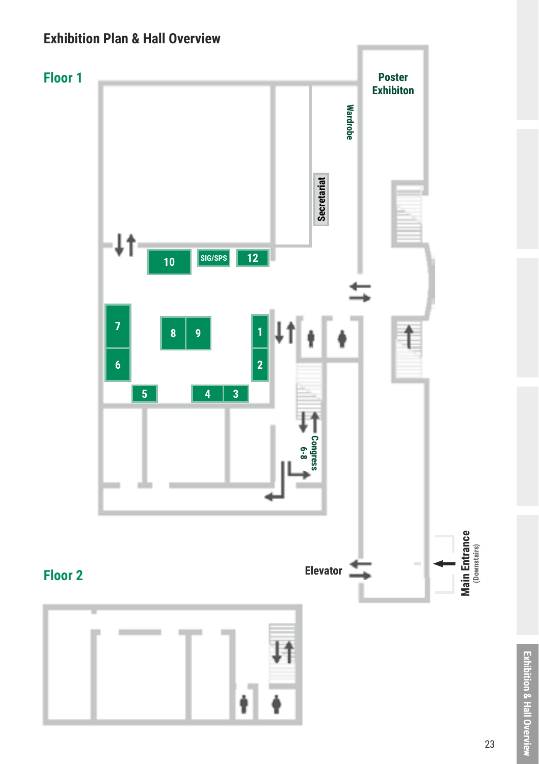# Exhibition Plan & Hall Overview

## Floor 1

Poster Exhibiton

Wardrobe

Secretariat

10

SIG/SPS

12

7

6

8

9

1

2

5

4

3

Congress 6-8

Elevator

Main Entrance (Downstairs)

## Floor 2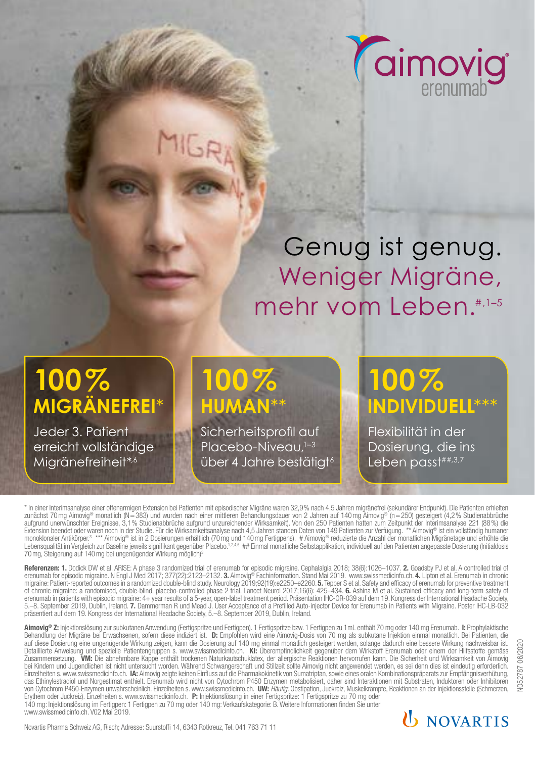aimovig® erenumab

MIGRÄ N

# Genug ist genug.
## Weniger Migräne, mehr vom Leben.[#,1–5]

**100% MIGRÄNEFREI***
Jeder 3. Patient erreicht vollständige Migränefreiheit*[,6]

**100% HUMAN****
Sicherheitsprofil auf Placebo-Niveau,[1–3] über 4 Jahre bestätigt[6]

**100% INDIVIDUELL*****
Flexibilität in der Dosierung, die ins Leben passt[##,3,7]

* In einer Interimsanalyse einer offenarmigen Extension bei Patienten mit episodischer Migräne waren 32,9% nach 4,5 Jahren migränefrei (sekundärer Endpunkt). Die Patienten erhielten zunächst 70 mg Aimovig® monatlich (N = 383) und wurden nach einer mittleren Behandlungsdauer von 2 Jahren auf 140 mg Aimovig® (n = 250) gesteigert (4,2% Studienabbrüche aufgrund unerwünschter Ereignisse, 3,1% Studienabbrüche aufgrund unzureichender Wirksamkeit). Von den 250 Patienten hatten zum Zeitpunkt der Interimsanalyse 221 (88%) die Extension beendet oder waren noch in der Studie. Für die Wirksamkeitsanalyse nach 4,5 Jahren standen Daten von 149 Patienten zur Verfügung. ** Aimovig® ist ein vollständig humaner monoklonaler Antikörper.[3] *** Aimovig® ist in 2 Dosierungen erhältlich (70 mg und 140 mg Fertigpens). # Aimovig® reduzierte die Anzahl der monatlichen Migränetage und erhöhte die Lebensqualität im Vergleich zur Baseline jeweils signifikant gegenüber Placebo.[1,2,4,5] ## Einmal monatliche Selbstapplikation, individuell auf den Patienten angepasste Dosierung (Initialdosis 70 mg, Steigerung auf 140 mg bei ungenügender Wirkung möglich)[3]

**Referenzen: 1.** Dodick DW et al. ARISE: A phase 3 randomized trial of erenumab for episodic migraine. Cephalalgia 2018; 38(6):1026–1037. **2.** Goadsby PJ et al. A controlled trial of erenumab for episodic migraine. N Engl J Med 2017; 377(22):2123–2132. **3.** Aimovig® Fachinformation. Stand Mai 2019. www.swissmedicinfo.ch. **4.** Lipton et al. Erenumab in chronic migraine: Patient-reported outcomes in a randomized double-blind study. Neurology 2019;92(19):e2250–e2260. **5.** Tepper S et al. Safety and efficacy of erenumab for preventive treatment of chronic migraine: a randomised, double-blind, placebo-controlled phase 2 trial. Lancet Neurol 2017;16(6): 425–434. **6.** Ashina M et al. Sustained efficacy and long-term safety of erenumab in patients with episodic migraine: 4+ year results of a 5-year, open-label treatment period. Präsentation IHC-OR-039 auf dem 19. Kongress der International Headache Society, 5.–8. September 2019, Dublin, Ireland. **7.** Dammerman R und Mead J. User Acceptance of a Prefilled Auto-injector Device for Erenumab in Patients with Migraine. Poster IHC-LB-032 präsentiert auf dem 19. Kongress der International Headache Society, 5.–8. September 2019, Dublin, Ireland.

**Aimovig® Z:** Injektionslösung zur subkutanen Anwendung (Fertigspritze und Fertigpen). 1 Fertigspritze bzw. 1 Fertigpen zu 1 mL enthält 70 mg oder 140 mg Erenumab. **I:** Prophylaktische Behandlung der Migräne bei Erwachsenen, sofern diese indiziert ist. **D:** Empfohlen wird eine Aimovig-Dosis von 70 mg als subkutane Injektion einmal monatlich. Bei Patienten, die auf diese Dosierung eine ungenügende Wirkung zeigen, kann die Dosierung auf 140 mg einmal monatlich gesteigert werden, solange dadurch eine bessere Wirkung nachweisbar ist. Detaillierte Anweisung und spezielle Patientengruppen s. www.swissmedicinfo.ch. **KI:** Überempfindlichkeit gegenüber dem Wirkstoff Erenumab oder einem der Hilfsstoffe gemäss Zusammensetzung. **VM:** Die abnehmbare Kappe enthält trockenen Naturkautschuklatex, der allergische Reaktionen hervorrufen kann. Die Sicherheit und Wirksamkeit von Aimovig bei Kindern und Jugendlichen ist nicht untersucht worden. Während Schwangerschaft und Stillzeit sollte Aimovig nicht angewendet werden, es sei denn dies ist eindeutig erforderlich. Einzelheiten s. www.swissmedicinfo.ch. **IA:** Aimovig zeigte keinen Einfluss auf die Pharmakokinetik von Sumatriptan, sowie eines oralen Kombinationspräparats zur Empfängnisverhütung, das Ethinylestradiol und Norgestimat enthielt. Erenumab wird nicht von Cytochrom P450 Enzymen metabolisiert, daher sind Interaktionen mit Substraten, Induktoren oder Inhibitoren von Cytochrom P450-Enzymen unwahrscheinlich. Einzelheiten s. www.swissmedicinfo.ch. **UW:** *Häufig:* Obstipation, Juckreiz, Muskelkrämpfe, Reaktionen an der Injektionsstelle (Schmerzen, Erythem oder Juckreiz). Einzelheiten s. www.swissmedicinfo.ch. **P:** Injektionslösung in einer Fertigspritze: 1 Fertigspritze zu 70 mg oder 140 mg: Injektionslösung im Fertigpen: 1 Fertigpen zu 70 mg oder 140 mg: Verkaufskategorie: B. Weitere Informationen finden Sie unter www.swissmedicinfo.ch. V02 Mai 2019.

Novartis Pharma Schweiz AG, Risch; Adresse: Suurstoffi 14, 6343 Rotkreuz, Tel. 041 763 71 11

NOVARTIS

N052787 06/2020